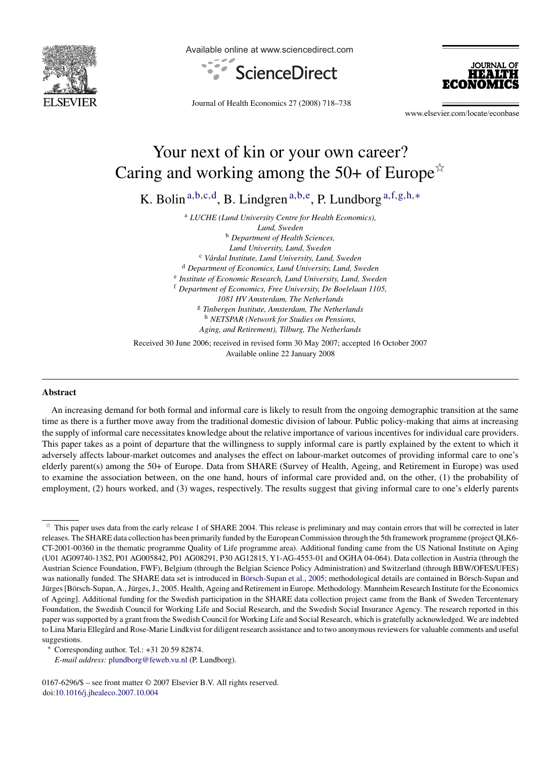# Your next of kin or your own career? Caring and working among the 50+ of Europe[☆]

K. Bolin[a,b,c,d], B. Lindgren[a,b,e], P. Lundborg[a,f,g,h,*]

[a] *LUCHE (Lund University Centre for Health Economics), Lund, Sweden*
[b] *Department of Health Sciences, Lund University, Lund, Sweden*
[c] *Vårdal Institute, Lund University, Lund, Sweden*
[d] *Department of Economics, Lund University, Lund, Sweden*
[e] *Institute of Economic Research, Lund University, Lund, Sweden*
[f] *Department of Economics, Free University, De Boelelaan 1105, 1081 HV Amsterdam, The Netherlands*
[g] *Tinbergen Institute, Amsterdam, The Netherlands*
[h] *NETSPAR (Network for Studies on Pensions, Aging, and Retirement), Tilburg, The Netherlands*

Received 30 June 2006; received in revised form 30 May 2007; accepted 16 October 2007
Available online 22 January 2008

## Abstract

An increasing demand for both formal and informal care is likely to result from the ongoing demographic transition at the same time as there is a further move away from the traditional domestic division of labour. Public policy-making that aims at increasing the supply of informal care necessitates knowledge about the relative importance of various incentives for individual care providers. This paper takes as a point of departure that the willingness to supply informal care is partly explained by the extent to which it adversely affects labour-market outcomes and analyses the effect on labour-market outcomes of providing informal care to one's elderly parent(s) among the 50+ of Europe. Data from SHARE (Survey of Health, Ageing, and Retirement in Europe) was used to examine the association between, on the one hand, hours of informal care provided and, on the other, (1) the probability of employment, (2) hours worked, and (3) wages, respectively. The results suggest that giving informal care to one's elderly parents

---

[☆] This paper uses data from the early release 1 of SHARE 2004. This release is preliminary and may contain errors that will be corrected in later releases. The SHARE data collection has been primarily funded by the European Commission through the 5th framework programme (project QLK6-CT-2001-00360 in the thematic programme Quality of Life programme area). Additional funding came from the US National Institute on Aging (U01 AG09740-13S2, P01 AG005842, P01 AG08291, P30 AG12815, Y1-AG-4553-01 and OGHA 04-064). Data collection in Austria (through the Austrian Science Foundation, FWF), Belgium (through the Belgian Science Policy Administration) and Switzerland (through BBW/OFES/UFES) was nationally funded. The SHARE data set is introduced in Börsch-Supan et al., 2005; methodological details are contained in Börsch-Supan and Jürges [Börsch-Supan, A., Jürges, J., 2005. Health, Ageing and Retirement in Europe. Methodology. Mannheim Research Institute for the Economics of Ageing]. Additional funding for the Swedish participation in the SHARE data collection project came from the Bank of Sweden Tercentenary Foundation, the Swedish Council for Working Life and Social Research, and the Swedish Social Insurance Agency. The research reported in this paper was supported by a grant from the Swedish Council for Working Life and Social Research, which is gratefully acknowledged. We are indebted to Lina Maria Ellegård and Rose-Marie Lindkvist for diligent research assistance and to two anonymous reviewers for valuable comments and useful suggestions.

[*] Corresponding author. Tel.: +31 20 59 82874.
*E-mail address:* plundborg@feweb.vu.nl (P. Lundborg).

0167-6296/$ – see front matter © 2007 Elsevier B.V. All rights reserved.
doi:10.1016/j.jhealeco.2007.10.004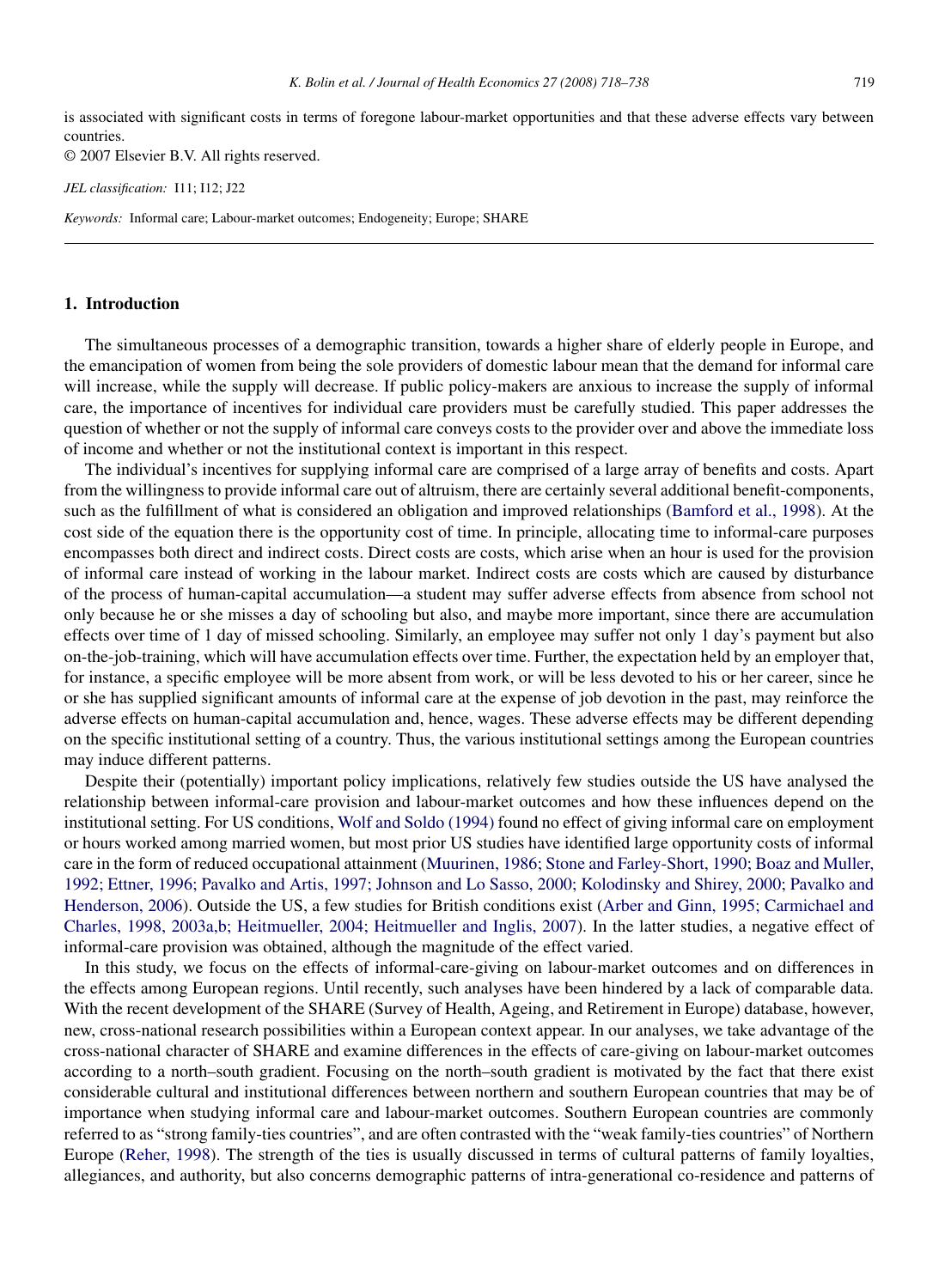is associated with significant costs in terms of foregone labour-market opportunities and that these adverse effects vary between countries.

© 2007 Elsevier B.V. All rights reserved.

*JEL classification:* I11; I12; J22

*Keywords:* Informal care; Labour-market outcomes; Endogeneity; Europe; SHARE

## 1. Introduction

The simultaneous processes of a demographic transition, towards a higher share of elderly people in Europe, and the emancipation of women from being the sole providers of domestic labour mean that the demand for informal care will increase, while the supply will decrease. If public policy-makers are anxious to increase the supply of informal care, the importance of incentives for individual care providers must be carefully studied. This paper addresses the question of whether or not the supply of informal care conveys costs to the provider over and above the immediate loss of income and whether or not the institutional context is important in this respect.

The individual's incentives for supplying informal care are comprised of a large array of benefits and costs. Apart from the willingness to provide informal care out of altruism, there are certainly several additional benefit-components, such as the fulfillment of what is considered an obligation and improved relationships (Bamford et al., 1998). At the cost side of the equation there is the opportunity cost of time. In principle, allocating time to informal-care purposes encompasses both direct and indirect costs. Direct costs are costs, which arise when an hour is used for the provision of informal care instead of working in the labour market. Indirect costs are costs which are caused by disturbance of the process of human-capital accumulation—a student may suffer adverse effects from absence from school not only because he or she misses a day of schooling but also, and maybe more important, since there are accumulation effects over time of 1 day of missed schooling. Similarly, an employee may suffer not only 1 day's payment but also on-the-job-training, which will have accumulation effects over time. Further, the expectation held by an employer that, for instance, a specific employee will be more absent from work, or will be less devoted to his or her career, since he or she has supplied significant amounts of informal care at the expense of job devotion in the past, may reinforce the adverse effects on human-capital accumulation and, hence, wages. These adverse effects may be different depending on the specific institutional setting of a country. Thus, the various institutional settings among the European countries may induce different patterns.

Despite their (potentially) important policy implications, relatively few studies outside the US have analysed the relationship between informal-care provision and labour-market outcomes and how these influences depend on the institutional setting. For US conditions, Wolf and Soldo (1994) found no effect of giving informal care on employment or hours worked among married women, but most prior US studies have identified large opportunity costs of informal care in the form of reduced occupational attainment (Muurinen, 1986; Stone and Farley-Short, 1990; Boaz and Muller, 1992; Ettner, 1996; Pavalko and Artis, 1997; Johnson and Lo Sasso, 2000; Kolodinsky and Shirey, 2000; Pavalko and Henderson, 2006). Outside the US, a few studies for British conditions exist (Arber and Ginn, 1995; Carmichael and Charles, 1998, 2003a,b; Heitmueller, 2004; Heitmueller and Inglis, 2007). In the latter studies, a negative effect of informal-care provision was obtained, although the magnitude of the effect varied.

In this study, we focus on the effects of informal-care-giving on labour-market outcomes and on differences in the effects among European regions. Until recently, such analyses have been hindered by a lack of comparable data. With the recent development of the SHARE (Survey of Health, Ageing, and Retirement in Europe) database, however, new, cross-national research possibilities within a European context appear. In our analyses, we take advantage of the cross-national character of SHARE and examine differences in the effects of care-giving on labour-market outcomes according to a north–south gradient. Focusing on the north–south gradient is motivated by the fact that there exist considerable cultural and institutional differences between northern and southern European countries that may be of importance when studying informal care and labour-market outcomes. Southern European countries are commonly referred to as "strong family-ties countries", and are often contrasted with the "weak family-ties countries" of Northern Europe (Reher, 1998). The strength of the ties is usually discussed in terms of cultural patterns of family loyalties, allegiances, and authority, but also concerns demographic patterns of intra-generational co-residence and patterns of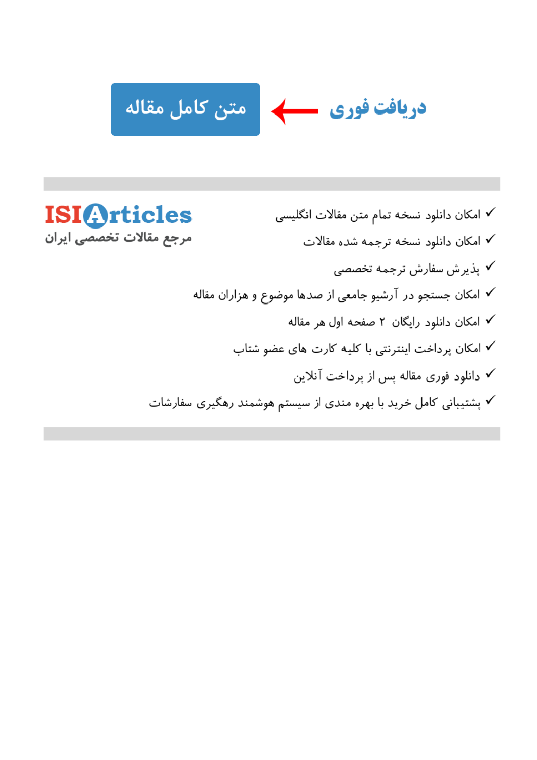دریافت فوری ← متن کامل مقاله

**ISIArticles**
مرجع مقالات تخصصی ایران

- ✓ امکان دانلود نسخه تمام متن مقالات انگلیسی
- ✓ امکان دانلود نسخه ترجمه شده مقالات
- ✓ پذیرش سفارش ترجمه تخصصی
- ✓ امکان جستجو در آرشیو جامعی از صدها موضوع و هزاران مقاله
- ✓ امکان دانلود رایگان ۲ صفحه اول هر مقاله
- ✓ امکان پرداخت اینترنتی با کلیه کارت های عضو شتاب
- ✓ دانلود فوری مقاله پس از پرداخت آنلاین
- ✓ پشتیبانی کامل خرید با بهره مندی از سیستم هوشمند رهگیری سفارشات